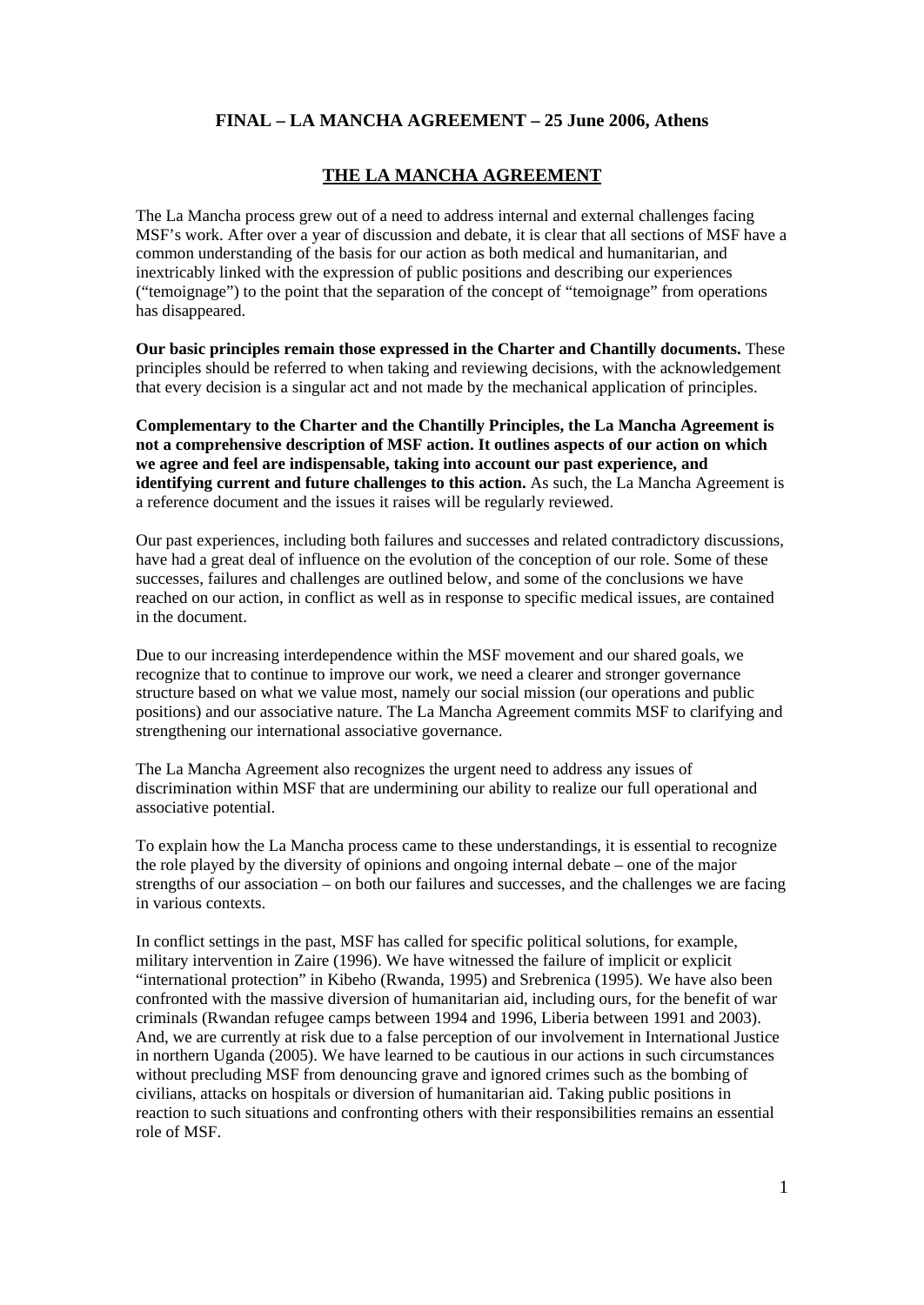**FINAL – LA MANCHA AGREEMENT – 25 June 2006, Athens**

# THE LA MANCHA AGREEMENT

The La Mancha process grew out of a need to address internal and external challenges facing MSF's work. After over a year of discussion and debate, it is clear that all sections of MSF have a common understanding of the basis for our action as both medical and humanitarian, and inextricably linked with the expression of public positions and describing our experiences ("temoignage") to the point that the separation of the concept of "temoignage" from operations has disappeared.

**Our basic principles remain those expressed in the Charter and Chantilly documents.** These principles should be referred to when taking and reviewing decisions, with the acknowledgement that every decision is a singular act and not made by the mechanical application of principles.

**Complementary to the Charter and the Chantilly Principles, the La Mancha Agreement is not a comprehensive description of MSF action. It outlines aspects of our action on which we agree and feel are indispensable, taking into account our past experience, and identifying current and future challenges to this action.** As such, the La Mancha Agreement is a reference document and the issues it raises will be regularly reviewed.

Our past experiences, including both failures and successes and related contradictory discussions, have had a great deal of influence on the evolution of the conception of our role. Some of these successes, failures and challenges are outlined below, and some of the conclusions we have reached on our action, in conflict as well as in response to specific medical issues, are contained in the document.

Due to our increasing interdependence within the MSF movement and our shared goals, we recognize that to continue to improve our work, we need a clearer and stronger governance structure based on what we value most, namely our social mission (our operations and public positions) and our associative nature. The La Mancha Agreement commits MSF to clarifying and strengthening our international associative governance.

The La Mancha Agreement also recognizes the urgent need to address any issues of discrimination within MSF that are undermining our ability to realize our full operational and associative potential.

To explain how the La Mancha process came to these understandings, it is essential to recognize the role played by the diversity of opinions and ongoing internal debate – one of the major strengths of our association – on both our failures and successes, and the challenges we are facing in various contexts.

In conflict settings in the past, MSF has called for specific political solutions, for example, military intervention in Zaire (1996). We have witnessed the failure of implicit or explicit "international protection" in Kibeho (Rwanda, 1995) and Srebrenica (1995). We have also been confronted with the massive diversion of humanitarian aid, including ours, for the benefit of war criminals (Rwandan refugee camps between 1994 and 1996, Liberia between 1991 and 2003). And, we are currently at risk due to a false perception of our involvement in International Justice in northern Uganda (2005). We have learned to be cautious in our actions in such circumstances without precluding MSF from denouncing grave and ignored crimes such as the bombing of civilians, attacks on hospitals or diversion of humanitarian aid. Taking public positions in reaction to such situations and confronting others with their responsibilities remains an essential role of MSF.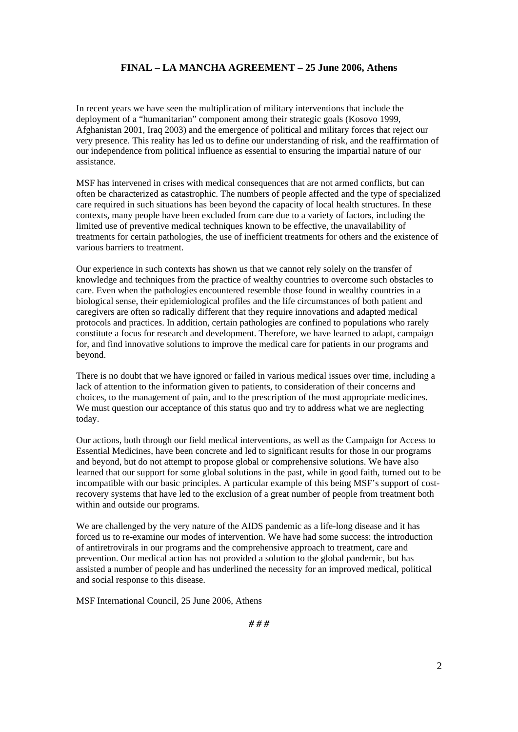## FINAL – LA MANCHA AGREEMENT – 25 June 2006, Athens

In recent years we have seen the multiplication of military interventions that include the deployment of a "humanitarian" component among their strategic goals (Kosovo 1999, Afghanistan 2001, Iraq 2003) and the emergence of political and military forces that reject our very presence. This reality has led us to define our understanding of risk, and the reaffirmation of our independence from political influence as essential to ensuring the impartial nature of our assistance.

MSF has intervened in crises with medical consequences that are not armed conflicts, but can often be characterized as catastrophic. The numbers of people affected and the type of specialized care required in such situations has been beyond the capacity of local health structures. In these contexts, many people have been excluded from care due to a variety of factors, including the limited use of preventive medical techniques known to be effective, the unavailability of treatments for certain pathologies, the use of inefficient treatments for others and the existence of various barriers to treatment.

Our experience in such contexts has shown us that we cannot rely solely on the transfer of knowledge and techniques from the practice of wealthy countries to overcome such obstacles to care. Even when the pathologies encountered resemble those found in wealthy countries in a biological sense, their epidemiological profiles and the life circumstances of both patient and caregivers are often so radically different that they require innovations and adapted medical protocols and practices. In addition, certain pathologies are confined to populations who rarely constitute a focus for research and development. Therefore, we have learned to adapt, campaign for, and find innovative solutions to improve the medical care for patients in our programs and beyond.

There is no doubt that we have ignored or failed in various medical issues over time, including a lack of attention to the information given to patients, to consideration of their concerns and choices, to the management of pain, and to the prescription of the most appropriate medicines. We must question our acceptance of this status quo and try to address what we are neglecting today.

Our actions, both through our field medical interventions, as well as the Campaign for Access to Essential Medicines, have been concrete and led to significant results for those in our programs and beyond, but do not attempt to propose global or comprehensive solutions. We have also learned that our support for some global solutions in the past, while in good faith, turned out to be incompatible with our basic principles. A particular example of this being MSF's support of cost-recovery systems that have led to the exclusion of a great number of people from treatment both within and outside our programs.

We are challenged by the very nature of the AIDS pandemic as a life-long disease and it has forced us to re-examine our modes of intervention. We have had some success: the introduction of antiretrovirals in our programs and the comprehensive approach to treatment, care and prevention. Our medical action has not provided a solution to the global pandemic, but has assisted a number of people and has underlined the necessity for an improved medical, political and social response to this disease.

MSF International Council, 25 June 2006, Athens

*# # #*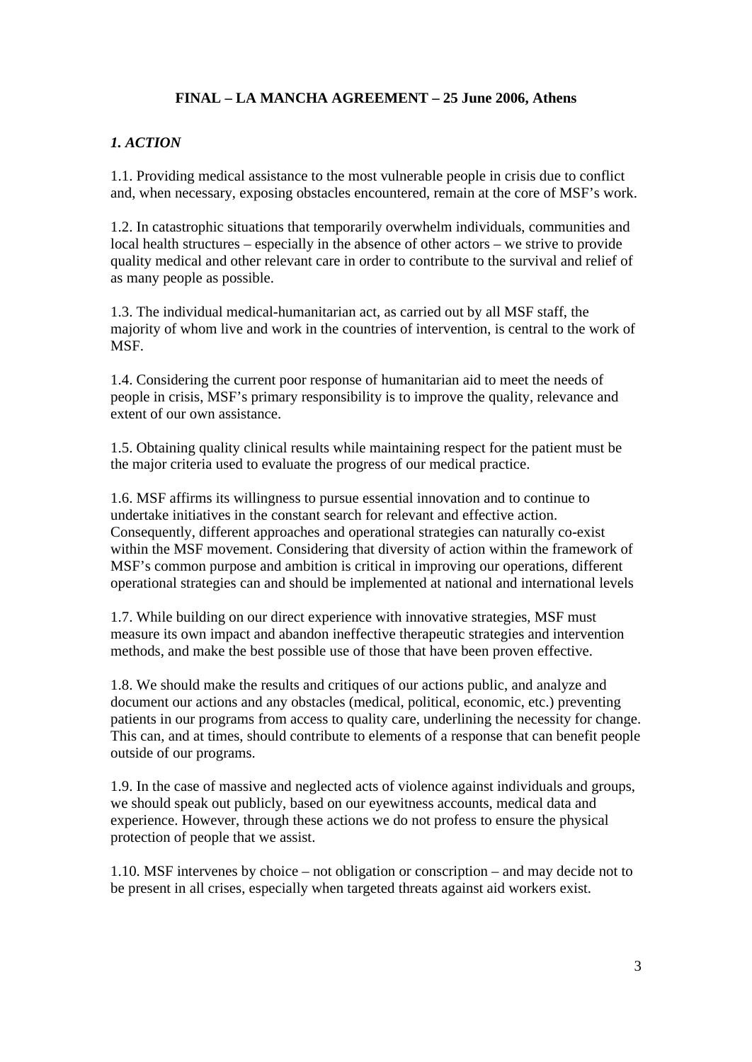**FINAL – LA MANCHA AGREEMENT – 25 June 2006, Athens**

## *1. ACTION*

1.1. Providing medical assistance to the most vulnerable people in crisis due to conflict and, when necessary, exposing obstacles encountered, remain at the core of MSF's work.

1.2. In catastrophic situations that temporarily overwhelm individuals, communities and local health structures – especially in the absence of other actors – we strive to provide quality medical and other relevant care in order to contribute to the survival and relief of as many people as possible.

1.3. The individual medical-humanitarian act, as carried out by all MSF staff, the majority of whom live and work in the countries of intervention, is central to the work of MSF.

1.4. Considering the current poor response of humanitarian aid to meet the needs of people in crisis, MSF's primary responsibility is to improve the quality, relevance and extent of our own assistance.

1.5. Obtaining quality clinical results while maintaining respect for the patient must be the major criteria used to evaluate the progress of our medical practice.

1.6. MSF affirms its willingness to pursue essential innovation and to continue to undertake initiatives in the constant search for relevant and effective action. Consequently, different approaches and operational strategies can naturally co-exist within the MSF movement. Considering that diversity of action within the framework of MSF's common purpose and ambition is critical in improving our operations, different operational strategies can and should be implemented at national and international levels

1.7. While building on our direct experience with innovative strategies, MSF must measure its own impact and abandon ineffective therapeutic strategies and intervention methods, and make the best possible use of those that have been proven effective.

1.8. We should make the results and critiques of our actions public, and analyze and document our actions and any obstacles (medical, political, economic, etc.) preventing patients in our programs from access to quality care, underlining the necessity for change. This can, and at times, should contribute to elements of a response that can benefit people outside of our programs.

1.9. In the case of massive and neglected acts of violence against individuals and groups, we should speak out publicly, based on our eyewitness accounts, medical data and experience. However, through these actions we do not profess to ensure the physical protection of people that we assist.

1.10. MSF intervenes by choice – not obligation or conscription – and may decide not to be present in all crises, especially when targeted threats against aid workers exist.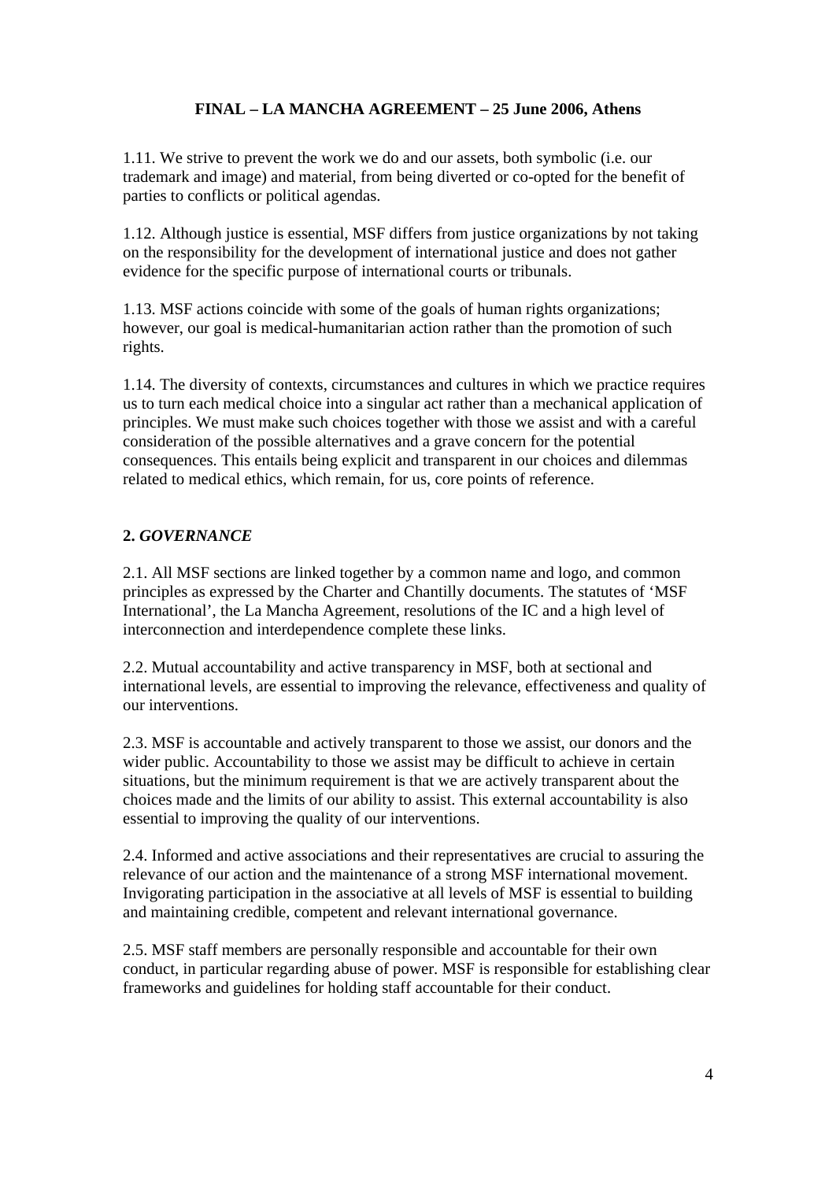**FINAL – LA MANCHA AGREEMENT – 25 June 2006, Athens**

1.11. We strive to prevent the work we do and our assets, both symbolic (i.e. our trademark and image) and material, from being diverted or co-opted for the benefit of parties to conflicts or political agendas.

1.12. Although justice is essential, MSF differs from justice organizations by not taking on the responsibility for the development of international justice and does not gather evidence for the specific purpose of international courts or tribunals.

1.13. MSF actions coincide with some of the goals of human rights organizations; however, our goal is medical-humanitarian action rather than the promotion of such rights.

1.14. The diversity of contexts, circumstances and cultures in which we practice requires us to turn each medical choice into a singular act rather than a mechanical application of principles. We must make such choices together with those we assist and with a careful consideration of the possible alternatives and a grave concern for the potential consequences. This entails being explicit and transparent in our choices and dilemmas related to medical ethics, which remain, for us, core points of reference.

## 2. *GOVERNANCE*

2.1. All MSF sections are linked together by a common name and logo, and common principles as expressed by the Charter and Chantilly documents. The statutes of 'MSF International', the La Mancha Agreement, resolutions of the IC and a high level of interconnection and interdependence complete these links.

2.2. Mutual accountability and active transparency in MSF, both at sectional and international levels, are essential to improving the relevance, effectiveness and quality of our interventions.

2.3. MSF is accountable and actively transparent to those we assist, our donors and the wider public. Accountability to those we assist may be difficult to achieve in certain situations, but the minimum requirement is that we are actively transparent about the choices made and the limits of our ability to assist. This external accountability is also essential to improving the quality of our interventions.

2.4. Informed and active associations and their representatives are crucial to assuring the relevance of our action and the maintenance of a strong MSF international movement. Invigorating participation in the associative at all levels of MSF is essential to building and maintaining credible, competent and relevant international governance.

2.5. MSF staff members are personally responsible and accountable for their own conduct, in particular regarding abuse of power. MSF is responsible for establishing clear frameworks and guidelines for holding staff accountable for their conduct.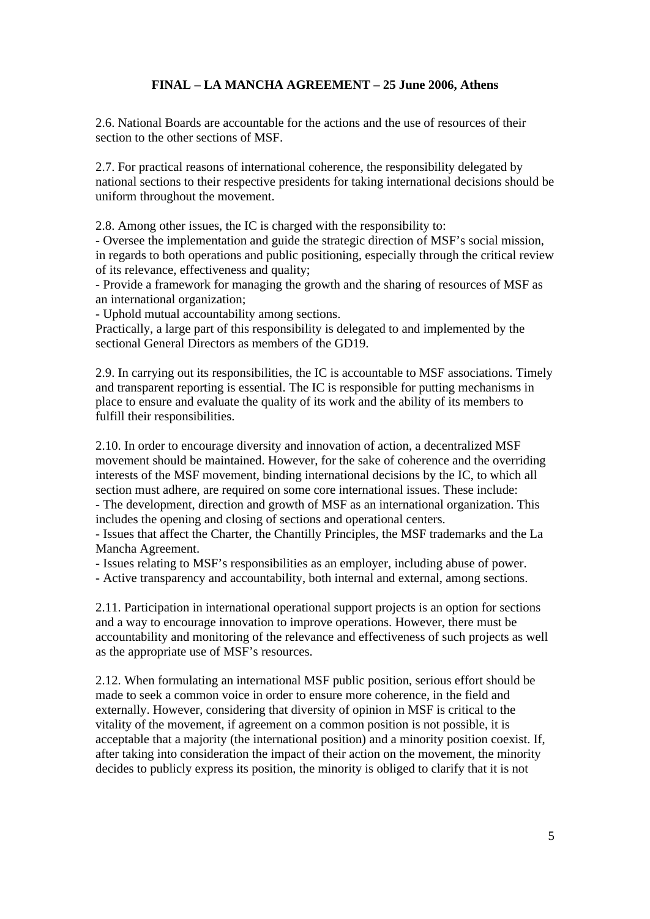**FINAL – LA MANCHA AGREEMENT – 25 June 2006, Athens**

2.6. National Boards are accountable for the actions and the use of resources of their section to the other sections of MSF.

2.7. For practical reasons of international coherence, the responsibility delegated by national sections to their respective presidents for taking international decisions should be uniform throughout the movement.

2.8. Among other issues, the IC is charged with the responsibility to:
- Oversee the implementation and guide the strategic direction of MSF's social mission, in regards to both operations and public positioning, especially through the critical review of its relevance, effectiveness and quality;
- Provide a framework for managing the growth and the sharing of resources of MSF as an international organization;
- Uphold mutual accountability among sections.

Practically, a large part of this responsibility is delegated to and implemented by the sectional General Directors as members of the GD19.

2.9. In carrying out its responsibilities, the IC is accountable to MSF associations. Timely and transparent reporting is essential. The IC is responsible for putting mechanisms in place to ensure and evaluate the quality of its work and the ability of its members to fulfill their responsibilities.

2.10. In order to encourage diversity and innovation of action, a decentralized MSF movement should be maintained. However, for the sake of coherence and the overriding interests of the MSF movement, binding international decisions by the IC, to which all section must adhere, are required on some core international issues. These include:
- The development, direction and growth of MSF as an international organization. This includes the opening and closing of sections and operational centers.
- Issues that affect the Charter, the Chantilly Principles, the MSF trademarks and the La Mancha Agreement.
- Issues relating to MSF's responsibilities as an employer, including abuse of power.
- Active transparency and accountability, both internal and external, among sections.

2.11. Participation in international operational support projects is an option for sections and a way to encourage innovation to improve operations. However, there must be accountability and monitoring of the relevance and effectiveness of such projects as well as the appropriate use of MSF's resources.

2.12. When formulating an international MSF public position, serious effort should be made to seek a common voice in order to ensure more coherence, in the field and externally. However, considering that diversity of opinion in MSF is critical to the vitality of the movement, if agreement on a common position is not possible, it is acceptable that a majority (the international position) and a minority position coexist. If, after taking into consideration the impact of their action on the movement, the minority decides to publicly express its position, the minority is obliged to clarify that it is not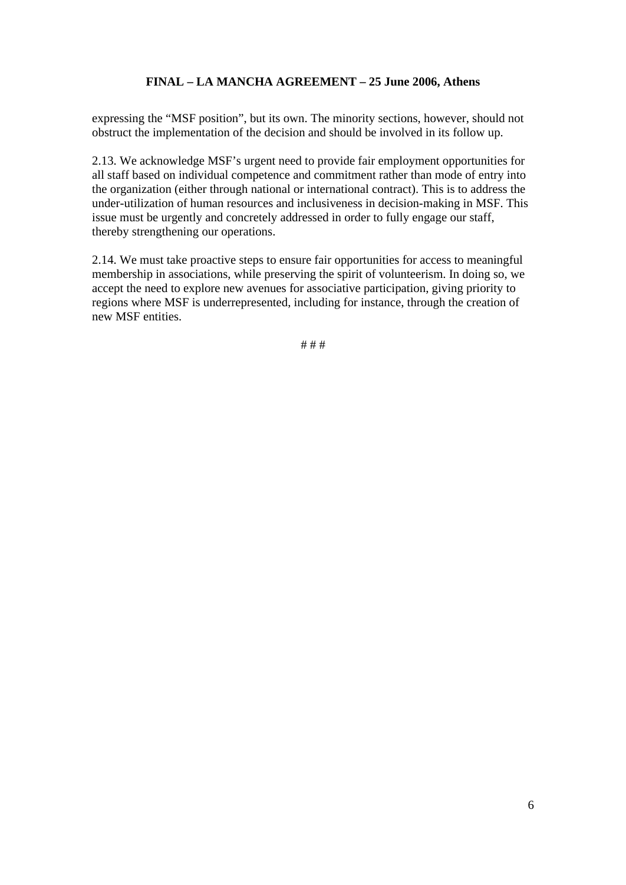expressing the "MSF position", but its own. The minority sections, however, should not obstruct the implementation of the decision and should be involved in its follow up.

2.13. We acknowledge MSF's urgent need to provide fair employment opportunities for all staff based on individual competence and commitment rather than mode of entry into the organization (either through national or international contract). This is to address the under-utilization of human resources and inclusiveness in decision-making in MSF. This issue must be urgently and concretely addressed in order to fully engage our staff, thereby strengthening our operations.

2.14. We must take proactive steps to ensure fair opportunities for access to meaningful membership in associations, while preserving the spirit of volunteerism. In doing so, we accept the need to explore new avenues for associative participation, giving priority to regions where MSF is underrepresented, including for instance, through the creation of new MSF entities.

# # #